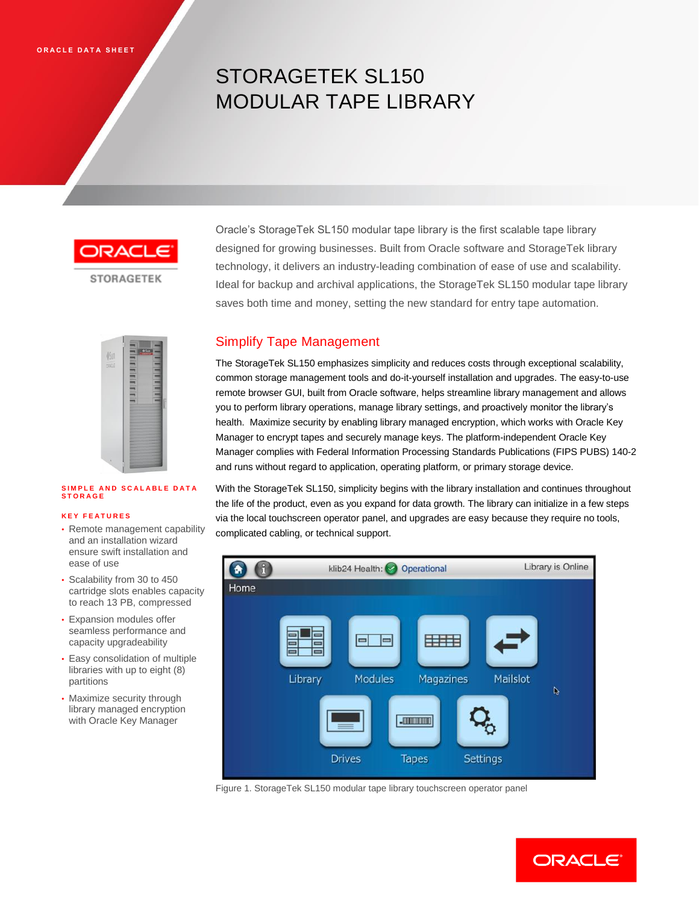ORACLE DATA SHEET

# STORAGETEK SL150 MODULAR TAPE LIBRARY

Oracle's StorageTek SL150 modular tape library is the first scalable tape library designed for growing businesses. Built from Oracle software and StorageTek library technology, it delivers an industry-leading combination of ease of use and scalability. Ideal for backup and archival applications, the StorageTek SL150 modular tape library saves both time and money, setting the new standard for entry tape automation.

**SIMPLE AND SCALABLE DATA STORAGE**

**KEY FEATURES**

- Remote management capability and an installation wizard ensure swift installation and ease of use
- Scalability from 30 to 450 cartridge slots enables capacity to reach 13 PB, compressed
- Expansion modules offer seamless performance and capacity upgradeability
- Easy consolidation of multiple libraries with up to eight (8) partitions
- Maximize security through library managed encryption with Oracle Key Manager

## Simplify Tape Management

The StorageTek SL150 emphasizes simplicity and reduces costs through exceptional scalability, common storage management tools and do-it-yourself installation and upgrades. The easy-to-use remote browser GUI, built from Oracle software, helps streamline library management and allows you to perform library operations, manage library settings, and proactively monitor the library's health. Maximize security by enabling library managed encryption, which works with Oracle Key Manager to encrypt tapes and securely manage keys. The platform-independent Oracle Key Manager complies with Federal Information Processing Standards Publications (FIPS PUBS) 140-2 and runs without regard to application, operating platform, or primary storage device.

With the StorageTek SL150, simplicity begins with the library installation and continues throughout the life of the product, even as you expand for data growth. The library can initialize in a few steps via the local touchscreen operator panel, and upgrades are easy because they require no tools, complicated cabling, or technical support.

Figure 1. StorageTek SL150 modular tape library touchscreen operator panel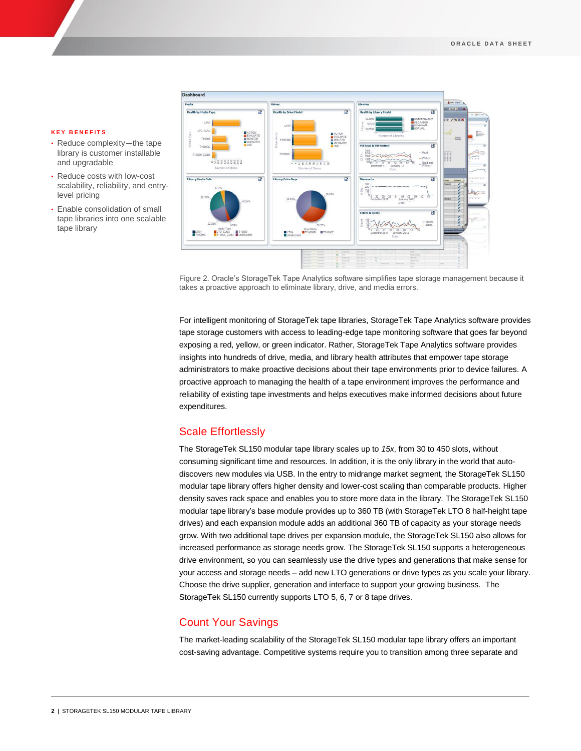**KEY BENEFITS**

- Reduce complexity—the tape library is customer installable and upgradable
- Reduce costs with low-cost scalability, reliability, and entry-level pricing
- Enable consolidation of small tape libraries into one scalable tape library

Figure 2. Oracle's StorageTek Tape Analytics software simplifies tape storage management because it takes a proactive approach to eliminate library, drive, and media errors.

For intelligent monitoring of StorageTek tape libraries, StorageTek Tape Analytics software provides tape storage customers with access to leading-edge tape monitoring software that goes far beyond exposing a red, yellow, or green indicator. Rather, StorageTek Tape Analytics software provides insights into hundreds of drive, media, and library health attributes that empower tape storage administrators to make proactive decisions about their tape environments prior to device failures. A proactive approach to managing the health of a tape environment improves the performance and reliability of existing tape investments and helps executives make informed decisions about future expenditures.

## Scale Effortlessly

The StorageTek SL150 modular tape library scales up to *15x*, from 30 to 450 slots, without consuming significant time and resources. In addition, it is the only library in the world that auto-discovers new modules via USB. In the entry to midrange market segment, the StorageTek SL150 modular tape library offers higher density and lower-cost scaling than comparable products. Higher density saves rack space and enables you to store more data in the library. The StorageTek SL150 modular tape library's base module provides up to 360 TB (with StorageTek LTO 8 half-height tape drives) and each expansion module adds an additional 360 TB of capacity as your storage needs grow. With two additional tape drives per expansion module, the StorageTek SL150 also allows for increased performance as storage needs grow. The StorageTek SL150 supports a heterogeneous drive environment, so you can seamlessly use the drive types and generations that make sense for your access and storage needs – add new LTO generations or drive types as you scale your library. Choose the drive supplier, generation and interface to support your growing business. The StorageTek SL150 currently supports LTO 5, 6, 7 or 8 tape drives.

## Count Your Savings

The market-leading scalability of the StorageTek SL150 modular tape library offers an important cost-saving advantage. Competitive systems require you to transition among three separate and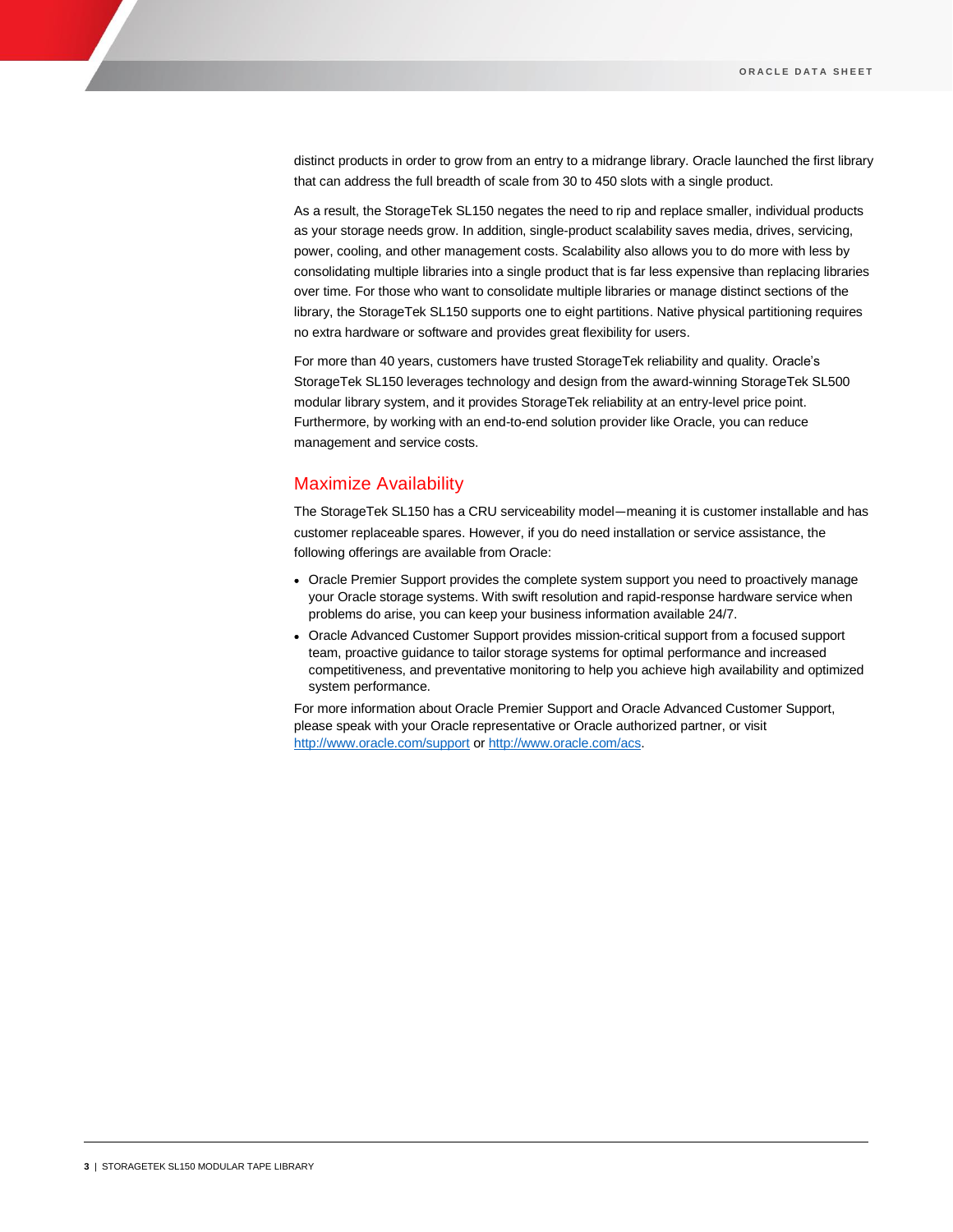distinct products in order to grow from an entry to a midrange library. Oracle launched the first library that can address the full breadth of scale from 30 to 450 slots with a single product.

As a result, the StorageTek SL150 negates the need to rip and replace smaller, individual products as your storage needs grow. In addition, single-product scalability saves media, drives, servicing, power, cooling, and other management costs. Scalability also allows you to do more with less by consolidating multiple libraries into a single product that is far less expensive than replacing libraries over time. For those who want to consolidate multiple libraries or manage distinct sections of the library, the StorageTek SL150 supports one to eight partitions. Native physical partitioning requires no extra hardware or software and provides great flexibility for users.

For more than 40 years, customers have trusted StorageTek reliability and quality. Oracle's StorageTek SL150 leverages technology and design from the award-winning StorageTek SL500 modular library system, and it provides StorageTek reliability at an entry-level price point. Furthermore, by working with an end-to-end solution provider like Oracle, you can reduce management and service costs.

## Maximize Availability

The StorageTek SL150 has a CRU serviceability model—meaning it is customer installable and has customer replaceable spares. However, if you do need installation or service assistance, the following offerings are available from Oracle:

- Oracle Premier Support provides the complete system support you need to proactively manage your Oracle storage systems. With swift resolution and rapid-response hardware service when problems do arise, you can keep your business information available 24/7.
- Oracle Advanced Customer Support provides mission-critical support from a focused support team, proactive guidance to tailor storage systems for optimal performance and increased competitiveness, and preventative monitoring to help you achieve high availability and optimized system performance.

For more information about Oracle Premier Support and Oracle Advanced Customer Support, please speak with your Oracle representative or Oracle authorized partner, or visit http://www.oracle.com/support or http://www.oracle.com/acs.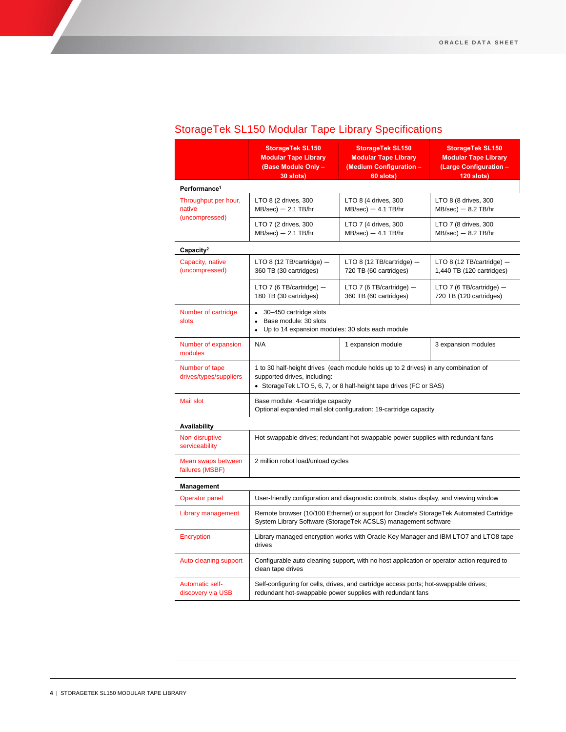## StorageTek SL150 Modular Tape Library Specifications

| | StorageTek SL150 Modular Tape Library (Base Module Only – 30 slots) | StorageTek SL150 Modular Tape Library (Medium Configuration – 60 slots) | StorageTek SL150 Modular Tape Library (Large Configuration – 120 slots) |
|---|---|---|---|
| **Performance**[1] | | | |
| Throughput per hour, native (uncompressed) | LTO 8 (2 drives, 300 MB/sec) — 2.1 TB/hr | LTO 8 (4 drives, 300 MB/sec) — 4.1 TB/hr | LTO 8 (8 drives, 300 MB/sec) — 8.2 TB/hr |
| | LTO 7 (2 drives, 300 MB/sec) — 2.1 TB/hr | LTO 7 (4 drives, 300 MB/sec) — 4.1 TB/hr | LTO 7 (8 drives, 300 MB/sec) — 8.2 TB/hr |
| **Capacity**[2] | | | |
| Capacity, native (uncompressed) | LTO 8 (12 TB/cartridge) — 360 TB (30 cartridges) | LTO 8 (12 TB/cartridge) — 720 TB (60 cartridges) | LTO 8 (12 TB/cartridge) — 1,440 TB (120 cartridges) |
| | LTO 7 (6 TB/cartridge) — 180 TB (30 cartridges) | LTO 7 (6 TB/cartridge) — 360 TB (60 cartridges) | LTO 7 (6 TB/cartridge) — 720 TB (120 cartridges) |
| Number of cartridge slots | • 30–450 cartridge slots<br>• Base module: 30 slots<br>• Up to 14 expansion modules: 30 slots each module | | |
| Number of expansion modules | N/A | 1 expansion module | 3 expansion modules |
| Number of tape drives/types/suppliers | 1 to 30 half-height drives (each module holds up to 2 drives) in any combination of supported drives, including:<br>• StorageTek LTO 5, 6, 7, or 8 half-height tape drives (FC or SAS) | | |
| Mail slot | Base module: 4-cartridge capacity<br>Optional expanded mail slot configuration: 19-cartridge capacity | | |
| **Availability** | | | |
| Non-disruptive serviceability | Hot-swappable drives; redundant hot-swappable power supplies with redundant fans | | |
| Mean swaps between failures (MSBF) | 2 million robot load/unload cycles | | |
| **Management** | | | |
| Operator panel | User-friendly configuration and diagnostic controls, status display, and viewing window | | |
| Library management | Remote browser (10/100 Ethernet) or support for Oracle's StorageTek Automated Cartridge System Library Software (StorageTek ACSLS) management software | | |
| Encryption | Library managed encryption works with Oracle Key Manager and IBM LTO7 and LTO8 tape drives | | |
| Auto cleaning support | Configurable auto cleaning support, with no host application or operator action required to clean tape drives | | |
| Automatic self-discovery via USB | Self-configuring for cells, drives, and cartridge access ports; hot-swappable drives; redundant hot-swappable power supplies with redundant fans | | |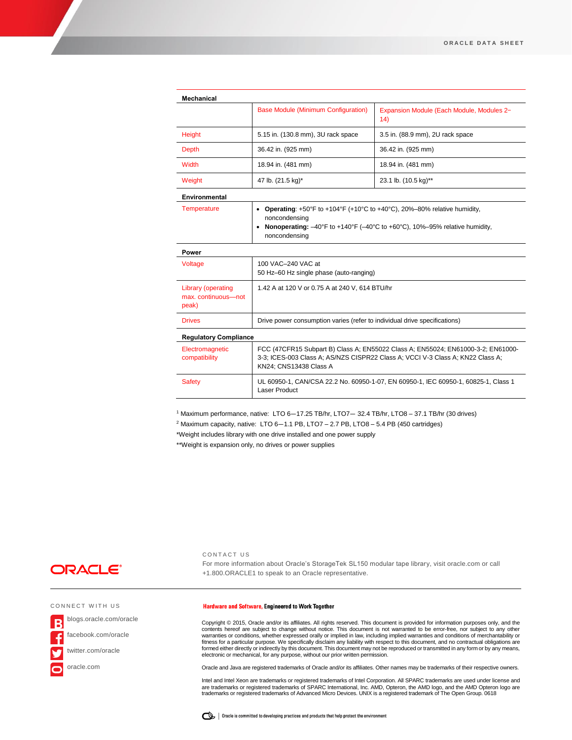| Mechanical | | |
| --- | --- | --- |
| | Base Module (Minimum Configuration) | Expansion Module (Each Module, Modules 2–14) |
| Height | 5.15 in. (130.8 mm), 3U rack space | 3.5 in. (88.9 mm), 2U rack space |
| Depth | 36.42 in. (925 mm) | 36.42 in. (925 mm) |
| Width | 18.94 in. (481 mm) | 18.94 in. (481 mm) |
| Weight | 47 lb. (21.5 kg)* | 23.1 lb. (10.5 kg)** |

| Environmental | |
| --- | --- |
| Temperature | • **Operating**: +50°F to +104°F (+10°C to +40°C), 20%–80% relative humidity, noncondensing<br>• **Nonoperating:** –40°F to +140°F (–40°C to +60°C), 10%–95% relative humidity, noncondensing |

| Power | |
| --- | --- |
| Voltage | 100 VAC–240 VAC at<br>50 Hz–60 Hz single phase (auto-ranging) |
| Library (operating max. continuous—not peak) | 1.42 A at 120 V or 0.75 A at 240 V, 614 BTU/hr |
| Drives | Drive power consumption varies (refer to individual drive specifications) |

| Regulatory Compliance | |
| --- | --- |
| Electromagnetic compatibility | FCC (47CFR15 Subpart B) Class A; EN55022 Class A; EN55024; EN61000-3-2; EN61000-3-3; ICES-003 Class A; AS/NZS CISPR22 Class A; VCCI V-3 Class A; KN22 Class A; KN24; CNS13438 Class A |
| Safety | UL 60950-1, CAN/CSA 22.2 No. 60950-1-07, EN 60950-1, IEC 60950-1, 60825-1, Class 1 Laser Product |

[1] Maximum performance, native: LTO 6—17.25 TB/hr, LTO7— 32.4 TB/hr, LTO8 – 37.1 TB/hr (30 drives)

[2] Maximum capacity, native: LTO 6—1.1 PB, LTO7 – 2.7 PB, LTO8 – 5.4 PB (450 cartridges)

*Weight includes library with one drive installed and one power supply

**Weight is expansion only, no drives or power supplies

ORACLE

CONTACT US

For more information about Oracle's StorageTek SL150 modular tape library, visit oracle.com or call +1.800.ORACLE1 to speak to an Oracle representative.

CONNECT WITH US

blogs.oracle.com/oracle

facebook.com/oracle

twitter.com/oracle

oracle.com

**Hardware and Software, Engineered to Work Together**

Copyright © 2015, Oracle and/or its affiliates. All rights reserved. This document is provided for information purposes only, and the contents hereof are subject to change without notice. This document is not warranted to be error-free, nor subject to any other warranties or conditions, whether expressed orally or implied in law, including implied warranties and conditions of merchantability or fitness for a particular purpose. We specifically disclaim any liability with respect to this document, and no contractual obligations are formed either directly or indirectly by this document. This document may not be reproduced or transmitted in any form or by any means, electronic or mechanical, for any purpose, without our prior written permission.

Oracle and Java are registered trademarks of Oracle and/or its affiliates. Other names may be trademarks of their respective owners.

Intel and Intel Xeon are trademarks or registered trademarks of Intel Corporation. All SPARC trademarks are used under license and are trademarks or registered trademarks of SPARC International, Inc. AMD, Opteron, the AMD logo, and the AMD Opteron logo are trademarks or registered trademarks of Advanced Micro Devices. UNIX is a registered trademark of The Open Group. 0618

Oracle is committed to developing practices and products that help protect the environment